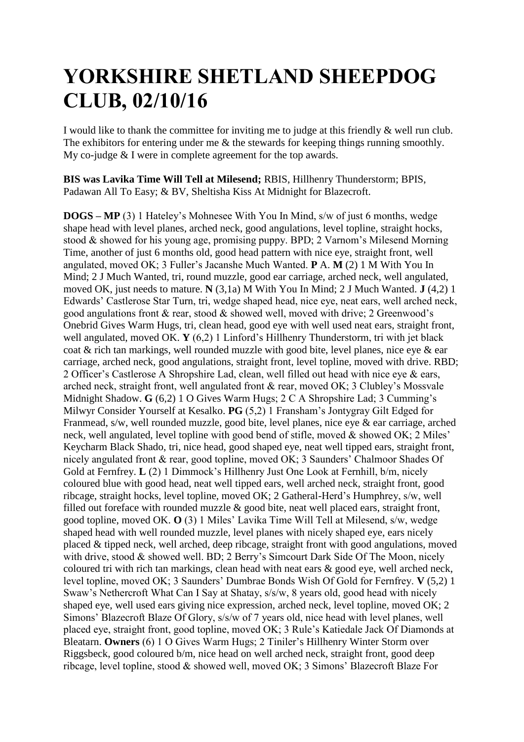# YORKSHIRE SHETLAND SHEEPDOG CLUB, 02/10/16

I would like to thank the committee for inviting me to judge at this friendly & well run club. The exhibitors for entering under me & the stewards for keeping things running smoothly. My co-judge & I were in complete agreement for the top awards.

**BIS was Lavika Time Will Tell at Milesend;** RBIS, Hillhenry Thunderstorm; BPIS, Padawan All To Easy; & BV, Sheltisha Kiss At Midnight for Blazecroft.

**DOGS – MP** (3) 1 Hateley's Mohnesee With You In Mind, s/w of just 6 months, wedge shape head with level planes, arched neck, good angulations, level topline, straight hocks, stood & showed for his young age, promising puppy. BPD; 2 Varnom's Milesend Morning Time, another of just 6 months old, good head pattern with nice eye, straight front, well angulated, moved OK; 3 Fuller's Jacanshe Much Wanted. **P** A. **M** (2) 1 M With You In Mind; 2 J Much Wanted, tri, round muzzle, good ear carriage, arched neck, well angulated, moved OK, just needs to mature. **N** (3,1a) M With You In Mind; 2 J Much Wanted. **J** (4,2) 1 Edwards' Castlerose Star Turn, tri, wedge shaped head, nice eye, neat ears, well arched neck, good angulations front & rear, stood & showed well, moved with drive; 2 Greenwood's Onebrid Gives Warm Hugs, tri, clean head, good eye with well used neat ears, straight front, well angulated, moved OK. **Y** (6,2) 1 Linford's Hillhenry Thunderstorm, tri with jet black coat & rich tan markings, well rounded muzzle with good bite, level planes, nice eye & ear carriage, arched neck, good angulations, straight front, level topline, moved with drive. RBD; 2 Officer's Castlerose A Shropshire Lad, clean, well filled out head with nice eye & ears, arched neck, straight front, well angulated front & rear, moved OK; 3 Clubley's Mossvale Midnight Shadow. **G** (6,2) 1 O Gives Warm Hugs; 2 C A Shropshire Lad; 3 Cumming's Milwyr Consider Yourself at Kesalko. **PG** (5,2) 1 Fransham's Jontygray Gilt Edged for Franmead, s/w, well rounded muzzle, good bite, level planes, nice eye & ear carriage, arched neck, well angulated, level topline with good bend of stifle, moved & showed OK; 2 Miles' Keycharm Black Shado, tri, nice head, good shaped eye, neat well tipped ears, straight front, nicely angulated front & rear, good topline, moved OK; 3 Saunders' Chalmoor Shades Of Gold at Fernfrey. **L** (2) 1 Dimmock's Hillhenry Just One Look at Fernhill, b/m, nicely coloured blue with good head, neat well tipped ears, well arched neck, straight front, good ribcage, straight hocks, level topline, moved OK; 2 Gatheral-Herd's Humphrey, s/w, well filled out foreface with rounded muzzle & good bite, neat well placed ears, straight front, good topline, moved OK. **O** (3) 1 Miles' Lavika Time Will Tell at Milesend, s/w, wedge shaped head with well rounded muzzle, level planes with nicely shaped eye, ears nicely placed & tipped neck, well arched, deep ribcage, straight front with good angulations, moved with drive, stood & showed well. BD; 2 Berry's Simcourt Dark Side Of The Moon, nicely coloured tri with rich tan markings, clean head with neat ears & good eye, well arched neck, level topline, moved OK; 3 Saunders' Dumbrae Bonds Wish Of Gold for Fernfrey. **V** (5,2) 1 Swaw's Nethercroft What Can I Say at Shatay, s/s/w, 8 years old, good head with nicely shaped eye, well used ears giving nice expression, arched neck, level topline, moved OK; 2 Simons' Blazecroft Blaze Of Glory, s/s/w of 7 years old, nice head with level planes, well placed eye, straight front, good topline, moved OK; 3 Rule's Katiedale Jack Of Diamonds at Bleatarn. **Owners** (6) 1 O Gives Warm Hugs; 2 Tiniler's Hillhenry Winter Storm over Riggsbeck, good coloured b/m, nice head on well arched neck, straight front, good deep ribcage, level topline, stood & showed well, moved OK; 3 Simons' Blazecroft Blaze For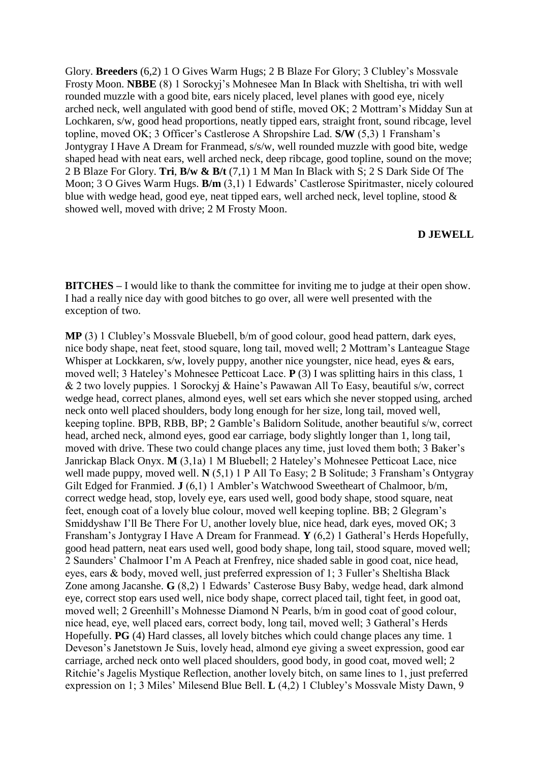Glory. **Breeders** (6,2) 1 O Gives Warm Hugs; 2 B Blaze For Glory; 3 Clubley's Mossvale Frosty Moon. **NBBE** (8) 1 Sorockyj's Mohnesee Man In Black with Sheltisha, tri with well rounded muzzle with a good bite, ears nicely placed, level planes with good eye, nicely arched neck, well angulated with good bend of stifle, moved OK; 2 Mottram's Midday Sun at Lochkaren, s/w, good head proportions, neatly tipped ears, straight front, sound ribcage, level topline, moved OK; 3 Officer's Castlerose A Shropshire Lad. **S/W** (5,3) 1 Fransham's Jontygray I Have A Dream for Franmead, s/s/w, well rounded muzzle with good bite, wedge shaped head with neat ears, well arched neck, deep ribcage, good topline, sound on the move; 2 B Blaze For Glory. **Tri**, **B/w & B/t** (7,1) 1 M Man In Black with S; 2 S Dark Side Of The Moon; 3 O Gives Warm Hugs. **B/m** (3,1) 1 Edwards' Castlerose Spiritmaster, nicely coloured blue with wedge head, good eye, neat tipped ears, well arched neck, level topline, stood & showed well, moved with drive; 2 M Frosty Moon.

**D JEWELL**

**BITCHES –** I would like to thank the committee for inviting me to judge at their open show. I had a really nice day with good bitches to go over, all were well presented with the exception of two.

**MP** (3) 1 Clubley's Mossvale Bluebell, b/m of good colour, good head pattern, dark eyes, nice body shape, neat feet, stood square, long tail, moved well; 2 Mottram's Lanteague Stage Whisper at Lockkaren, s/w, lovely puppy, another nice youngster, nice head, eyes & ears, moved well; 3 Hateley's Mohnesee Petticoat Lace. **P** (3) I was splitting hairs in this class, 1 & 2 two lovely puppies. 1 Sorockyj & Haine's Pawawan All To Easy, beautiful s/w, correct wedge head, correct planes, almond eyes, well set ears which she never stopped using, arched neck onto well placed shoulders, body long enough for her size, long tail, moved well, keeping topline. BPB, RBB, BP; 2 Gamble's Balidorn Solitude, another beautiful s/w, correct head, arched neck, almond eyes, good ear carriage, body slightly longer than 1, long tail, moved with drive. These two could change places any time, just loved them both; 3 Baker's Janrickap Black Onyx. **M** (3,1a) 1 M Bluebell; 2 Hateley's Mohnesee Petticoat Lace, nice well made puppy, moved well. **N** (5,1) 1 P All To Easy; 2 B Solitude; 3 Fransham's Ontygray Gilt Edged for Franmied. **J** (6,1) 1 Ambler's Watchwood Sweetheart of Chalmoor, b/m, correct wedge head, stop, lovely eye, ears used well, good body shape, stood square, neat feet, enough coat of a lovely blue colour, moved well keeping topline. BB; 2 Glegram's Smiddyshaw I'll Be There For U, another lovely blue, nice head, dark eyes, moved OK; 3 Fransham's Jontygray I Have A Dream for Franmead. **Y** (6,2) 1 Gatheral's Herds Hopefully, good head pattern, neat ears used well, good body shape, long tail, stood square, moved well; 2 Saunders' Chalmoor I'm A Peach at Frenfrey, nice shaded sable in good coat, nice head, eyes, ears & body, moved well, just preferred expression of 1; 3 Fuller's Sheltisha Black Zone among Jacanshe. **G** (8,2) 1 Edwards' Casterose Busy Baby, wedge head, dark almond eye, correct stop ears used well, nice body shape, correct placed tail, tight feet, in good oat, moved well; 2 Greenhill's Mohnesse Diamond N Pearls, b/m in good coat of good colour, nice head, eye, well placed ears, correct body, long tail, moved well; 3 Gatheral's Herds Hopefully. **PG** (4) Hard classes, all lovely bitches which could change places any time. 1 Deveson's Janetstown Je Suis, lovely head, almond eye giving a sweet expression, good ear carriage, arched neck onto well placed shoulders, good body, in good coat, moved well; 2 Ritchie's Jagelis Mystique Reflection, another lovely bitch, on same lines to 1, just preferred expression on 1; 3 Miles' Milesend Blue Bell. **L** (4,2) 1 Clubley's Mossvale Misty Dawn, 9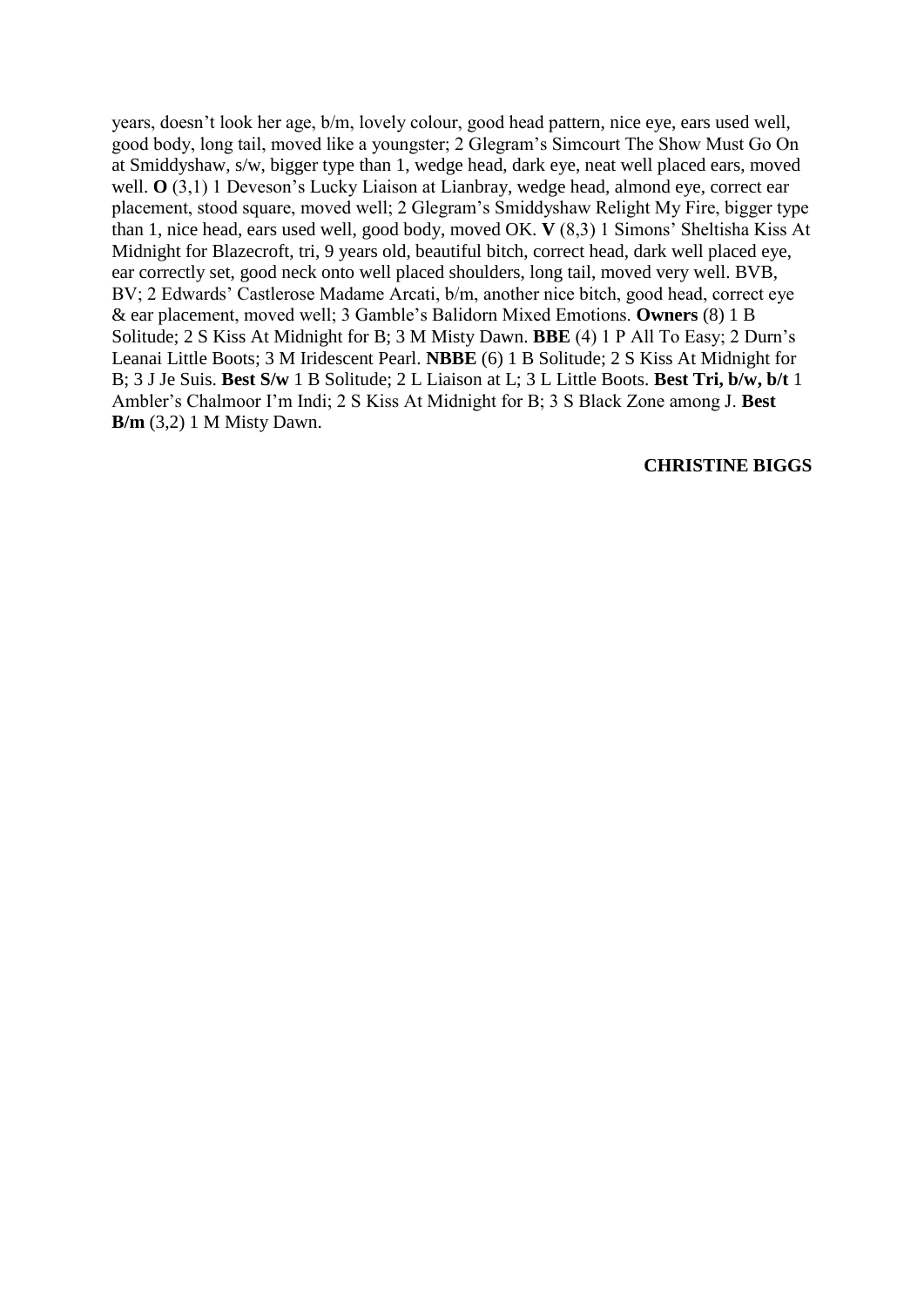years, doesn't look her age, b/m, lovely colour, good head pattern, nice eye, ears used well, good body, long tail, moved like a youngster; 2 Glegram's Simcourt The Show Must Go On at Smiddyshaw, s/w, bigger type than 1, wedge head, dark eye, neat well placed ears, moved well. **O** (3,1) 1 Deveson's Lucky Liaison at Lianbray, wedge head, almond eye, correct ear placement, stood square, moved well; 2 Glegram's Smiddyshaw Relight My Fire, bigger type than 1, nice head, ears used well, good body, moved OK. **V** (8,3) 1 Simons' Sheltisha Kiss At Midnight for Blazecroft, tri, 9 years old, beautiful bitch, correct head, dark well placed eye, ear correctly set, good neck onto well placed shoulders, long tail, moved very well. BVB, BV; 2 Edwards' Castlerose Madame Arcati, b/m, another nice bitch, good head, correct eye & ear placement, moved well; 3 Gamble's Balidorn Mixed Emotions. **Owners** (8) 1 B Solitude; 2 S Kiss At Midnight for B; 3 M Misty Dawn. **BBE** (4) 1 P All To Easy; 2 Durn's Leanai Little Boots; 3 M Iridescent Pearl. **NBBE** (6) 1 B Solitude; 2 S Kiss At Midnight for B; 3 J Je Suis. **Best S/w** 1 B Solitude; 2 L Liaison at L; 3 L Little Boots. **Best Tri, b/w, b/t** 1 Ambler's Chalmoor I'm Indi; 2 S Kiss At Midnight for B; 3 S Black Zone among J. **Best B/m** (3,2) 1 M Misty Dawn.

**CHRISTINE BIGGS**